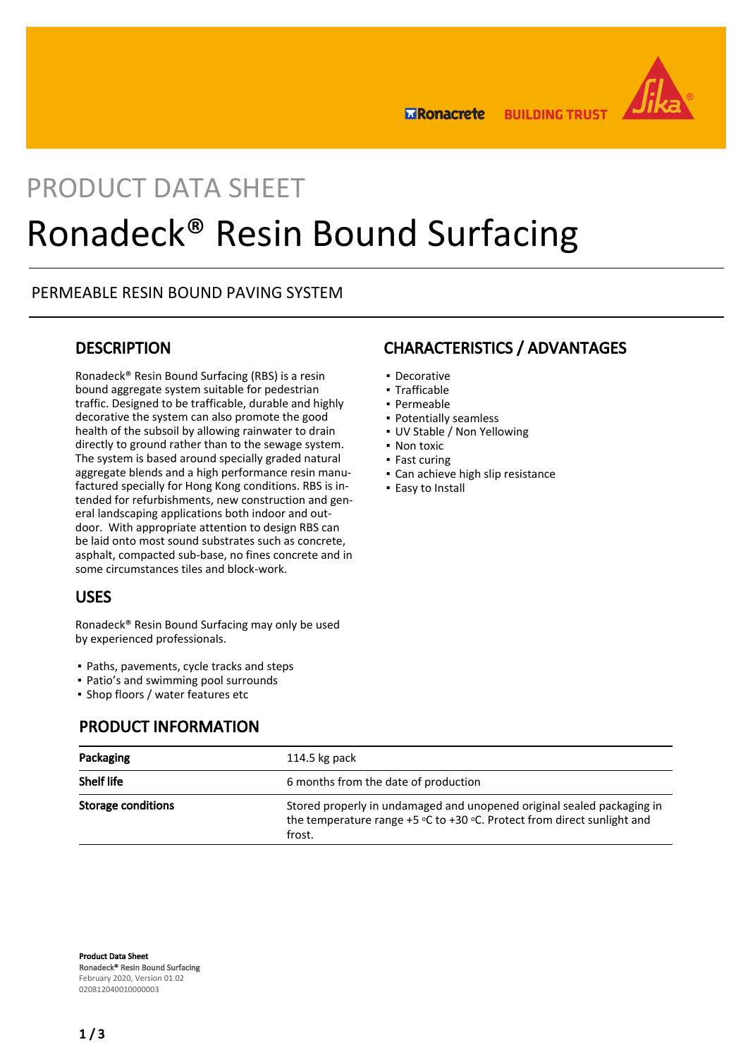PRODUCT DATA SHEET

# Ronadeck® Resin Bound Surfacing

PERMEABLE RESIN BOUND PAVING SYSTEM

## DESCRIPTION

Ronadeck® Resin Bound Surfacing (RBS) is a resin bound aggregate system suitable for pedestrian traffic. Designed to be trafficable, durable and highly decorative the system can also promote the good health of the subsoil by allowing rainwater to drain directly to ground rather than to the sewage system. The system is based around specially graded natural aggregate blends and a high performance resin manufactured specially for Hong Kong conditions. RBS is intended for refurbishments, new construction and general landscaping applications both indoor and outdoor. With appropriate attention to design RBS can be laid onto most sound substrates such as concrete, asphalt, compacted sub-base, no fines concrete and in some circumstances tiles and block-work.

## USES

Ronadeck® Resin Bound Surfacing may only be used by experienced professionals.

- Paths, pavements, cycle tracks and steps
- Patio's and swimming pool surrounds
- Shop floors / water features etc

## CHARACTERISTICS / ADVANTAGES

- Decorative
- Trafficable
- Permeable
- Potentially seamless
- UV Stable / Non Yellowing
- Non toxic
- Fast curing
- Can achieve high slip resistance
- Easy to Install

## PRODUCT INFORMATION

| | |
|---|---|
| **Packaging** | 114.5 kg pack |
| **Shelf life** | 6 months from the date of production |
| **Storage conditions** | Stored properly in undamaged and unopened original sealed packaging in the temperature range +5 °C to +30 °C. Protect from direct sunlight and frost. |

**Product Data Sheet**
Ronadeck® Resin Bound Surfacing
February 2020, Version 01.02
020812040010000003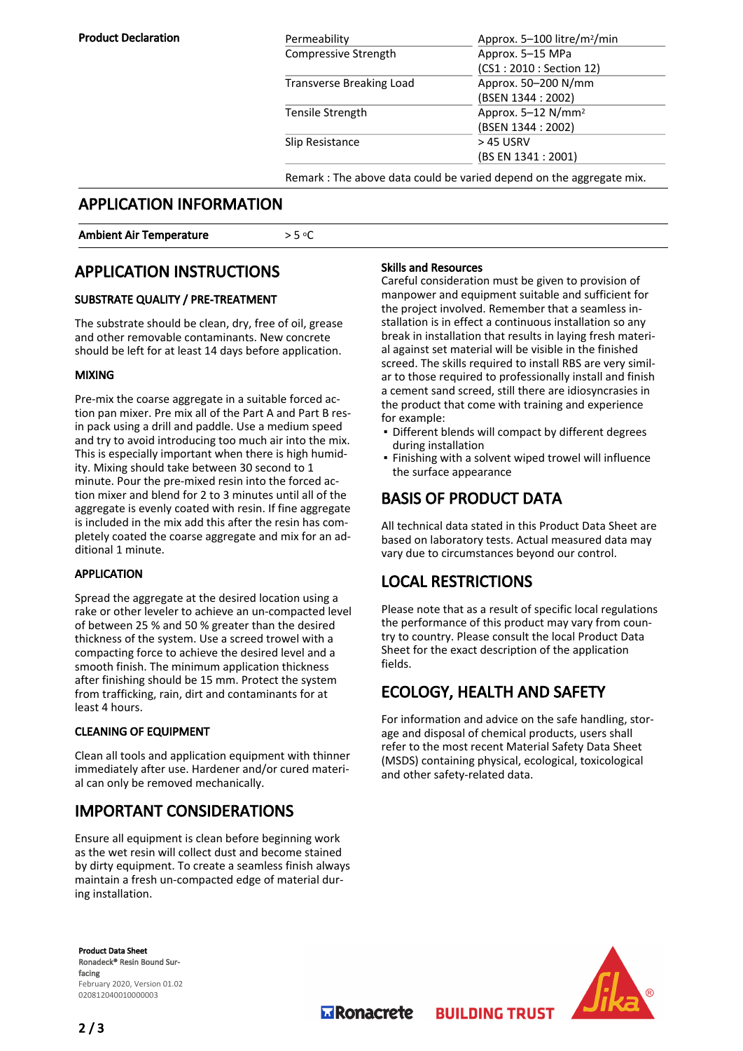**Product Declaration**

| | |
|---|---|
| Permeability | Approx. 5–100 litre/m²/min |
| Compressive Strength | Approx. 5–15 MPa (CS1 : 2010 : Section 12) |
| Transverse Breaking Load | Approx. 50–200 N/mm (BSEN 1344 : 2002) |
| Tensile Strength | Approx. 5–12 N/mm² (BSEN 1344 : 2002) |
| Slip Resistance | > 45 USRV (BS EN 1341 : 2001) |

Remark : The above data could be varied depend on the aggregate mix.

## APPLICATION INFORMATION

| | |
|---|---|
| **Ambient Air Temperature** | > 5 °C |

## APPLICATION INSTRUCTIONS

### SUBSTRATE QUALITY / PRE-TREATMENT

The substrate should be clean, dry, free of oil, grease and other removable contaminants. New concrete should be left for at least 14 days before application.

### MIXING

Pre-mix the coarse aggregate in a suitable forced action pan mixer. Pre mix all of the Part A and Part B resin pack using a drill and paddle. Use a medium speed and try to avoid introducing too much air into the mix. This is especially important when there is high humidity. Mixing should take between 30 second to 1 minute. Pour the pre-mixed resin into the forced action mixer and blend for 2 to 3 minutes until all of the aggregate is evenly coated with resin. If fine aggregate is included in the mix add this after the resin has completely coated the coarse aggregate and mix for an additional 1 minute.

### APPLICATION

Spread the aggregate at the desired location using a rake or other leveler to achieve an un-compacted level of between 25 % and 50 % greater than the desired thickness of the system. Use a screed trowel with a compacting force to achieve the desired level and a smooth finish. The minimum application thickness after finishing should be 15 mm. Protect the system from trafficking, rain, dirt and contaminants for at least 4 hours.

### CLEANING OF EQUIPMENT

Clean all tools and application equipment with thinner immediately after use. Hardener and/or cured material can only be removed mechanically.

## IMPORTANT CONSIDERATIONS

Ensure all equipment is clean before beginning work as the wet resin will collect dust and become stained by dirty equipment. To create a seamless finish always maintain a fresh un-compacted edge of material during installation.

### Skills and Resources

Careful consideration must be given to provision of manpower and equipment suitable and sufficient for the project involved. Remember that a seamless installation is in effect a continuous installation so any break in installation that results in laying fresh material against set material will be visible in the finished screed. The skills required to install RBS are very similar to those required to professionally install and finish a cement sand screed, still there are idiosyncrasies in the product that come with training and experience for example:

- Different blends will compact by different degrees during installation
- Finishing with a solvent wiped trowel will influence the surface appearance

## BASIS OF PRODUCT DATA

All technical data stated in this Product Data Sheet are based on laboratory tests. Actual measured data may vary due to circumstances beyond our control.

## LOCAL RESTRICTIONS

Please note that as a result of specific local regulations the performance of this product may vary from country to country. Please consult the local Product Data Sheet for the exact description of the application fields.

## ECOLOGY, HEALTH AND SAFETY

For information and advice on the safe handling, storage and disposal of chemical products, users shall refer to the most recent Material Safety Data Sheet (MSDS) containing physical, ecological, toxicological and other safety-related data.

**Product Data Sheet**
**Ronadeck® Resin Bound Surfacing**
February 2020, Version 01.02
020812040010000003

Ronacrete BUILDING TRUST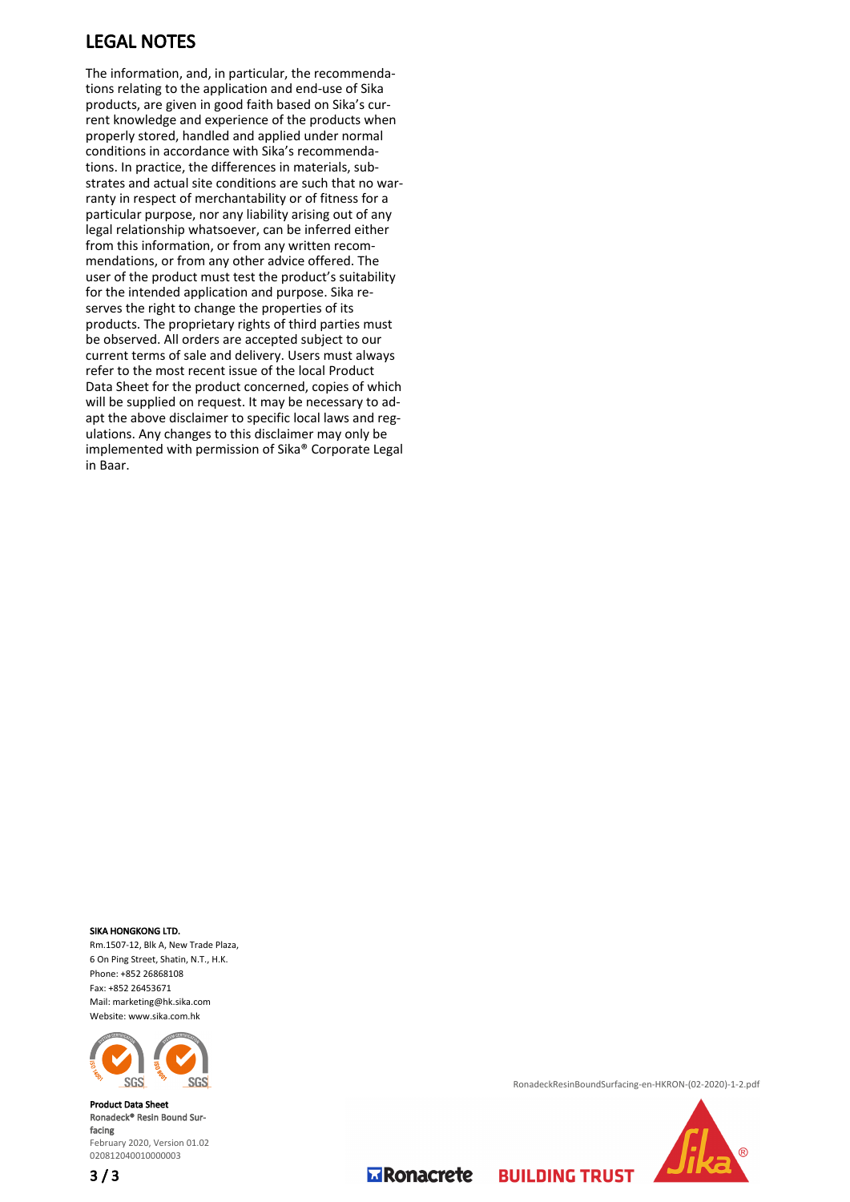## LEGAL NOTES

The information, and, in particular, the recommendations relating to the application and end-use of Sika products, are given in good faith based on Sika's current knowledge and experience of the products when properly stored, handled and applied under normal conditions in accordance with Sika's recommendations. In practice, the differences in materials, substrates and actual site conditions are such that no warranty in respect of merchantability or of fitness for a particular purpose, nor any liability arising out of any legal relationship whatsoever, can be inferred either from this information, or from any written recommendations, or from any other advice offered. The user of the product must test the product's suitability for the intended application and purpose. Sika reserves the right to change the properties of its products. The proprietary rights of third parties must be observed. All orders are accepted subject to our current terms of sale and delivery. Users must always refer to the most recent issue of the local Product Data Sheet for the product concerned, copies of which will be supplied on request. It may be necessary to adapt the above disclaimer to specific local laws and regulations. Any changes to this disclaimer may only be implemented with permission of Sika® Corporate Legal in Baar.

**SIKA HONGKONG LTD.**
Rm.1507-12, Blk A, New Trade Plaza,
6 On Ping Street, Shatin, N.T., H.K.
Phone: +852 26868108
Fax: +852 26453671
Mail: marketing@hk.sika.com
Website: www.sika.com.hk

**Product Data Sheet**
**Ronadeck® Resin Bound Surfacing**
February 2020, Version 01.02
020812040010000003

RonadeckResinBoundSurfacing-en-HKRON-(02-2020)-1-2.pdf